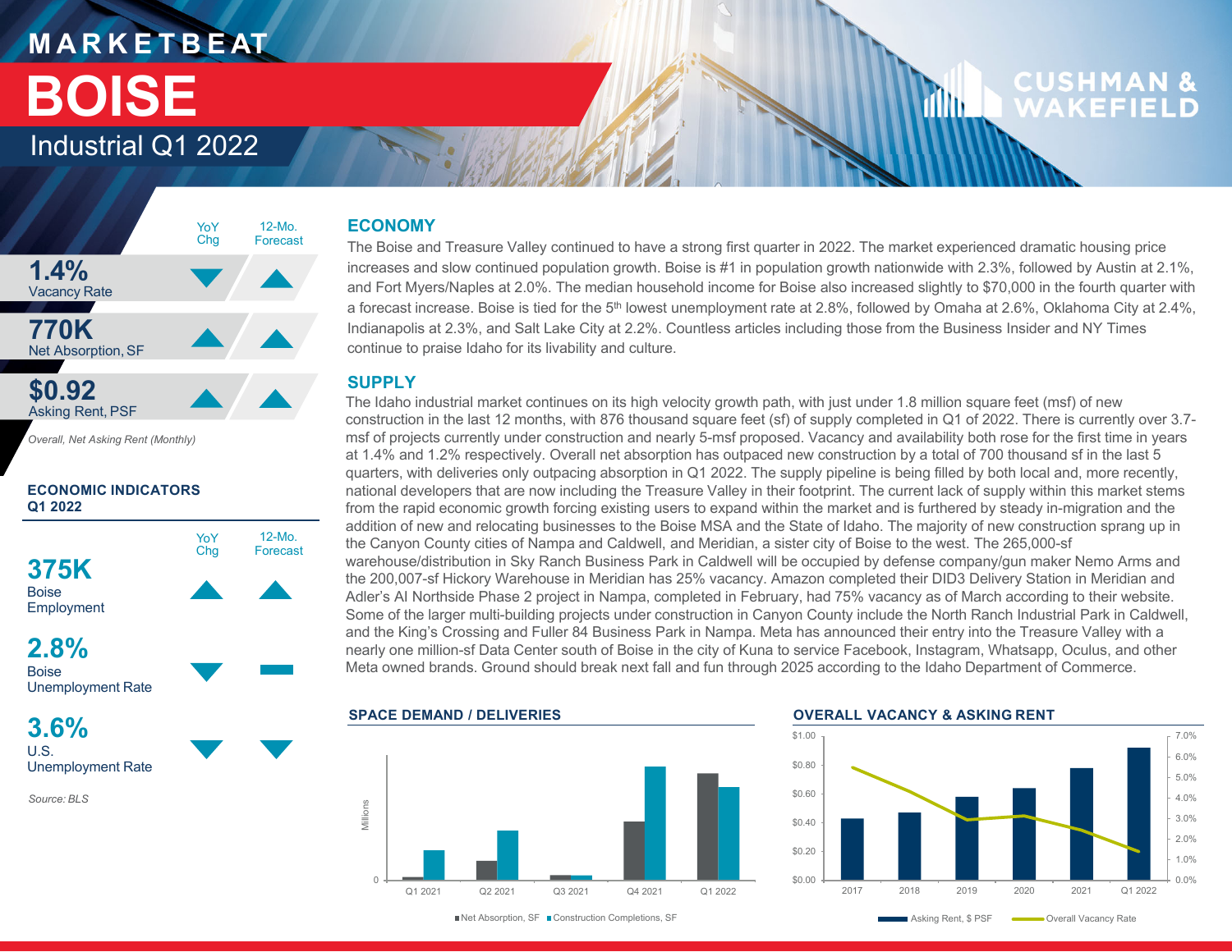# MARKETBEAT

# BOISE

## Industrial Q1 2022

| | YoY Chg | 12-Mo. Forecast |
|---|---|---|
| **1.4%** Vacancy Rate | ▼ | ▲ |
| **770K** Net Absorption, SF | ▲ | ▲ |
| **$0.92** Asking Rent, PSF | ▲ | ▲ |

*Overall, Net Asking Rent (Monthly)*

### ECONOMIC INDICATORS Q1 2022

| | YoY Chg | 12-Mo. Forecast |
|---|---|---|
| **375K** Boise Employment | ▲ | ▲ |
| **2.8%** Boise Unemployment Rate | ▼ | ▬ |
| **3.6%** U.S. Unemployment Rate | ▼ | ▼ |

*Source: BLS*

## ECONOMY

The Boise and Treasure Valley continued to have a strong first quarter in 2022. The market experienced dramatic housing price increases and slow continued population growth. Boise is #1 in population growth nationwide with 2.3%, followed by Austin at 2.1%, and Fort Myers/Naples at 2.0%. The median household income for Boise also increased slightly to $70,000 in the fourth quarter with a forecast increase. Boise is tied for the 5th lowest unemployment rate at 2.8%, followed by Omaha at 2.6%, Oklahoma City at 2.4%, Indianapolis at 2.3%, and Salt Lake City at 2.2%. Countless articles including those from the Business Insider and NY Times continue to praise Idaho for its livability and culture.

## SUPPLY

The Idaho industrial market continues on its high velocity growth path, with just under 1.8 million square feet (msf) of new construction in the last 12 months, with 876 thousand square feet (sf) of supply completed in Q1 of 2022. There is currently over 3.7-msf of projects currently under construction and nearly 5-msf proposed. Vacancy and availability both rose for the first time in years at 1.4% and 1.2% respectively. Overall net absorption has outpaced new construction by a total of 700 thousand sf in the last 5 quarters, with deliveries only outpacing absorption in Q1 2022. The supply pipeline is being filled by both local and, more recently, national developers that are now including the Treasure Valley in their footprint. The current lack of supply within this market stems from the rapid economic growth forcing existing users to expand within the market and is furthered by steady in-migration and the addition of new and relocating businesses to the Boise MSA and the State of Idaho. The majority of new construction sprang up in the Canyon County cities of Nampa and Caldwell, and Meridian, a sister city of Boise to the west. The 265,000-sf warehouse/distribution in Sky Ranch Business Park in Caldwell will be occupied by defense company/gun maker Nemo Arms and the 200,007-sf Hickory Warehouse in Meridian has 25% vacancy. Amazon completed their DID3 Delivery Station in Meridian and Adler's AI Northside Phase 2 project in Nampa, completed in February, had 75% vacancy as of March according to their website. Some of the larger multi-building projects under construction in Canyon County include the North Ranch Industrial Park in Caldwell, and the King's Crossing and Fuller 84 Business Park in Nampa. Meta has announced their entry into the Treasure Valley with a nearly one million-sf Data Center south of Boise in the city of Kuna to service Facebook, Instagram, Whatsapp, Oculus, and other Meta owned brands. Ground should break next fall and fun through 2025 according to the Idaho Department of Commerce.

### SPACE DEMAND / DELIVERIES

Millions; Q1 2021, Q2 2021, Q3 2021, Q4 2021, Q1 2022

■ Net Absorption, SF ■ Construction Completions, SF

### OVERALL VACANCY & ASKING RENT

2017, 2018, 2019, 2020, 2021, Q1 2022

■ Asking Rent, $ PSF — Overall Vacancy Rate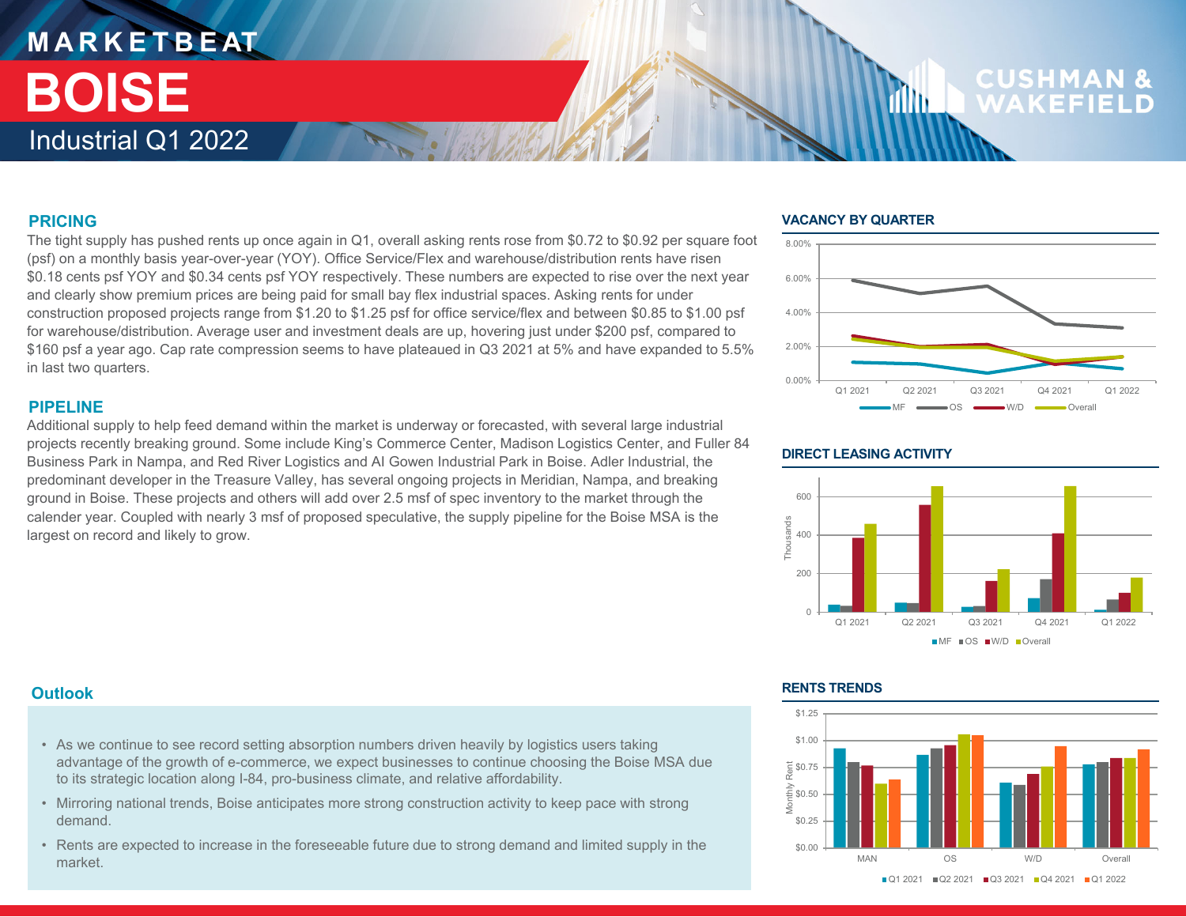# MARKETBEAT
# BOISE
## Industrial Q1 2022

## PRICING

The tight supply has pushed rents up once again in Q1, overall asking rents rose from $0.72 to $0.92 per square foot (psf) on a monthly basis year-over-year (YOY). Office Service/Flex and warehouse/distribution rents have risen $0.18 cents psf YOY and $0.34 cents psf YOY respectively. These numbers are expected to rise over the next year and clearly show premium prices are being paid for small bay flex industrial spaces. Asking rents for under construction proposed projects range from $1.20 to $1.25 psf for office service/flex and between $0.85 to $1.00 psf for warehouse/distribution. Average user and investment deals are up, hovering just under $200 psf, compared to $160 psf a year ago. Cap rate compression seems to have plateaued in Q3 2021 at 5% and have expanded to 5.5% in last two quarters.

## PIPELINE

Additional supply to help feed demand within the market is underway or forecasted, with several large industrial projects recently breaking ground. Some include King's Commerce Center, Madison Logistics Center, and Fuller 84 Business Park in Nampa, and Red River Logistics and Al Gowen Industrial Park in Boise. Adler Industrial, the predominant developer in the Treasure Valley, has several ongoing projects in Meridian, Nampa, and breaking ground in Boise. These projects and others will add over 2.5 msf of spec inventory to the market through the calender year. Coupled with nearly 3 msf of proposed speculative, the supply pipeline for the Boise MSA is the largest on record and likely to grow.

## VACANCY BY QUARTER

## DIRECT LEASING ACTIVITY

## Outlook

- As we continue to see record setting absorption numbers driven heavily by logistics users taking advantage of the growth of e-commerce, we expect businesses to continue choosing the Boise MSA due to its strategic location along I-84, pro-business climate, and relative affordability.
- Mirroring national trends, Boise anticipates more strong construction activity to keep pace with strong demand.
- Rents are expected to increase in the foreseeable future due to strong demand and limited supply in the market.

## RENTS TRENDS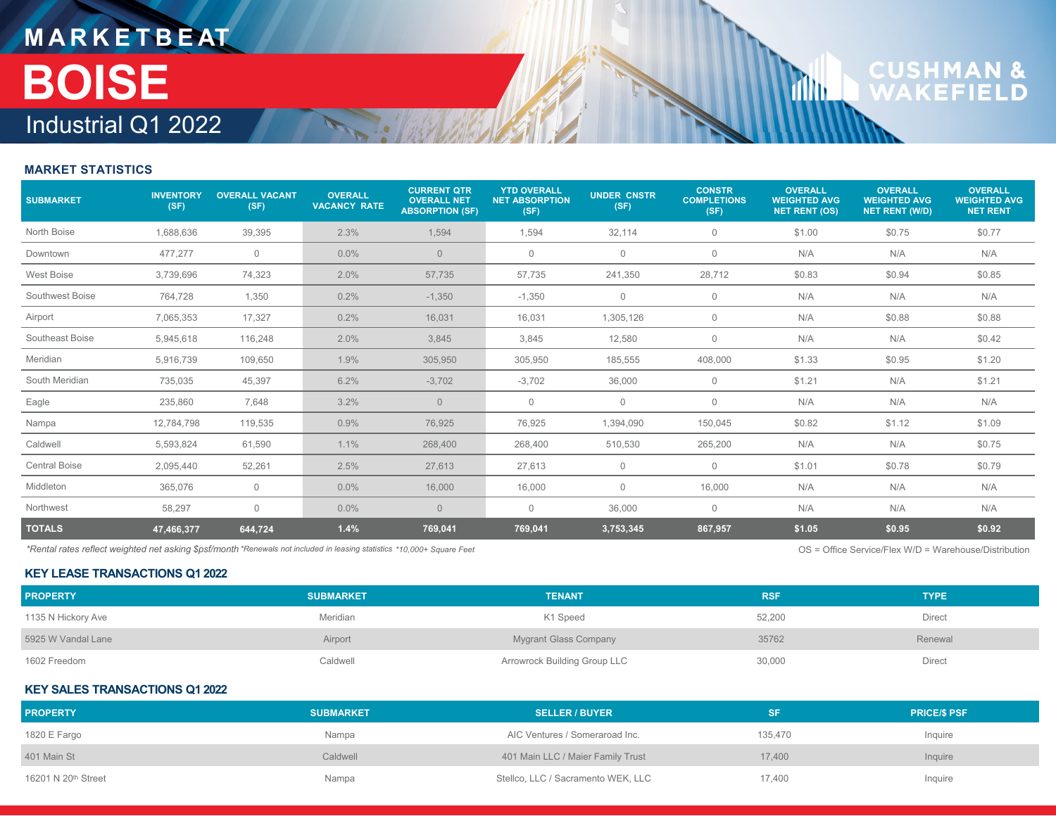# MARKETBEAT

# BOISE

## Industrial Q1 2022

### MARKET STATISTICS

| SUBMARKET | INVENTORY (SF) | OVERALL VACANT (SF) | OVERALL VACANCY RATE | CURRENT QTR OVERALL NET ABSORPTION (SF) | YTD OVERALL NET ABSORPTION (SF) | UNDER CNSTR (SF) | CONSTR COMPLETIONS (SF) | OVERALL WEIGHTED AVG NET RENT (OS) | OVERALL WEIGHTED AVG NET RENT (W/D) | OVERALL WEIGHTED AVG NET RENT |
|---|---|---|---|---|---|---|---|---|---|---|
| North Boise | 1,688,636 | 39,395 | 2.3% | 1,594 | 1,594 | 32,114 | 0 | $1.00 | $0.75 | $0.77 |
| Downtown | 477,277 | 0 | 0.0% | 0 | 0 | 0 | 0 | N/A | N/A | N/A |
| West Boise | 3,739,696 | 74,323 | 2.0% | 57,735 | 57,735 | 241,350 | 28,712 | $0.83 | $0.94 | $0.85 |
| Southwest Boise | 764,728 | 1,350 | 0.2% | -1,350 | -1,350 | 0 | 0 | N/A | N/A | N/A |
| Airport | 7,065,353 | 17,327 | 0.2% | 16,031 | 16,031 | 1,305,126 | 0 | N/A | $0.88 | $0.88 |
| Southeast Boise | 5,945,618 | 116,248 | 2.0% | 3,845 | 3,845 | 12,580 | 0 | N/A | N/A | $0.42 |
| Meridian | 5,916,739 | 109,650 | 1.9% | 305,950 | 305,950 | 185,555 | 408,000 | $1.33 | $0.95 | $1.20 |
| South Meridian | 735,035 | 45,397 | 6.2% | -3,702 | -3,702 | 36,000 | 0 | $1.21 | N/A | $1.21 |
| Eagle | 235,860 | 7,648 | 3.2% | 0 | 0 | 0 | 0 | N/A | N/A | N/A |
| Nampa | 12,784,798 | 119,535 | 0.9% | 76,925 | 76,925 | 1,394,090 | 150,045 | $0.82 | $1.12 | $1.09 |
| Caldwell | 5,593,824 | 61,590 | 1.1% | 268,400 | 268,400 | 510,530 | 265,200 | N/A | N/A | $0.75 |
| Central Boise | 2,095,440 | 52,261 | 2.5% | 27,613 | 27,613 | 0 | 0 | $1.01 | $0.78 | $0.79 |
| Middleton | 365,076 | 0 | 0.0% | 16,000 | 16,000 | 0 | 16,000 | N/A | N/A | N/A |
| Northwest | 58,297 | 0 | 0.0% | 0 | 0 | 36,000 | 0 | N/A | N/A | N/A |
| **TOTALS** | **47,466,377** | **644,724** | **1.4%** | **769,041** | **769,041** | **3,753,345** | **867,957** | **$1.05** | **$0.95** | **$0.92** |

*\*Rental rates reflect weighted net asking $psf/month \*Renewals not included in leasing statistics \*10,000+ Square Feet*

OS = Office Service/Flex W/D = Warehouse/Distribution

### KEY LEASE TRANSACTIONS Q1 2022

| PROPERTY | SUBMARKET | TENANT | RSF | TYPE |
|---|---|---|---|---|
| 1135 N Hickory Ave | Meridian | K1 Speed | 52,200 | Direct |
| 5925 W Vandal Lane | Airport | Mygrant Glass Company | 35762 | Renewal |
| 1602 Freedom | Caldwell | Arrowrock Building Group LLC | 30,000 | Direct |

### KEY SALES TRANSACTIONS Q1 2022

| PROPERTY | SUBMARKET | SELLER / BUYER | SF | PRICE/$ PSF |
|---|---|---|---|---|
| 1820 E Fargo | Nampa | AIC Ventures / Someraroad Inc. | 135,470 | Inquire |
| 401 Main St | Caldwell | 401 Main LLC / Maier Family Trust | 17,400 | Inquire |
| 16201 N 20th Street | Nampa | Stellco, LLC / Sacramento WEK, LLC | 17,400 | Inquire |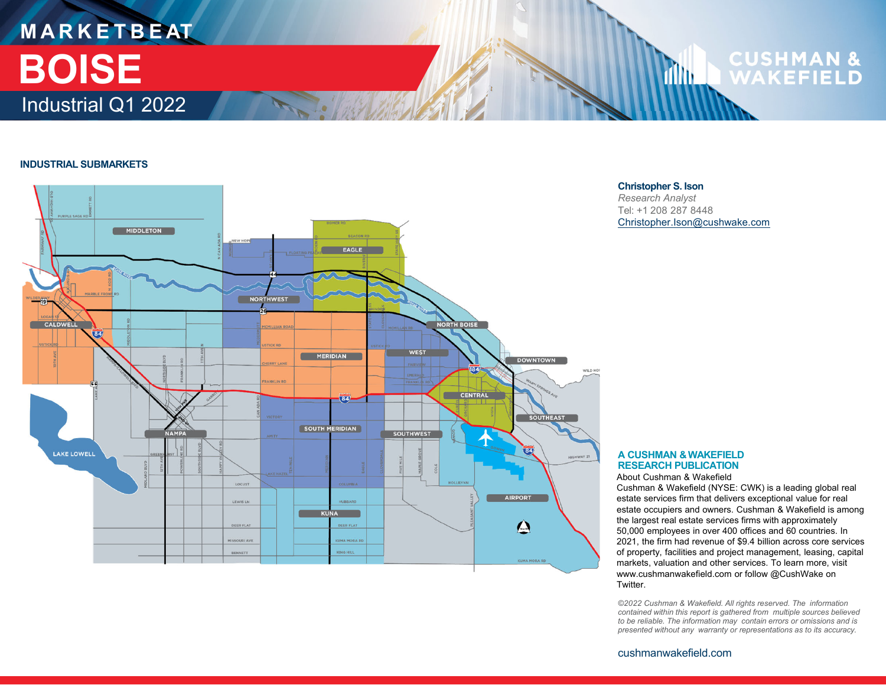# MARKETBEAT

# BOISE

## Industrial Q1 2022

### INDUSTRIAL SUBMARKETS

MIDDLETON
EAGLE
NORTHWEST
CALDWELL
NORTH BOISE
MERIDIAN
WEST
DOWNTOWN
CENTRAL
SOUTHEAST
NAMPA
SOUTH MERIDIAN
SOUTHWEST
LAKE LOWELL
AIRPORT
KUNA

**Christopher S. Ison**
*Research Analyst*
Tel: +1 208 287 8448
Christopher.Ison@cushwake.com

**A CUSHMAN & WAKEFIELD RESEARCH PUBLICATION**

About Cushman & Wakefield
Cushman & Wakefield (NYSE: CWK) is a leading global real estate services firm that delivers exceptional value for real estate occupiers and owners. Cushman & Wakefield is among the largest real estate services firms with approximately 50,000 employees in over 400 offices and 60 countries. In 2021, the firm had revenue of $9.4 billion across core services of property, facilities and project management, leasing, capital markets, valuation and other services. To learn more, visit www.cushmanwakefield.com or follow @CushWake on Twitter.

*©2022 Cushman & Wakefield. All rights reserved. The information contained within this report is gathered from multiple sources believed to be reliable. The information may contain errors or omissions and is presented without any warranty or representations as to its accuracy.*

cushmanwakefield.com